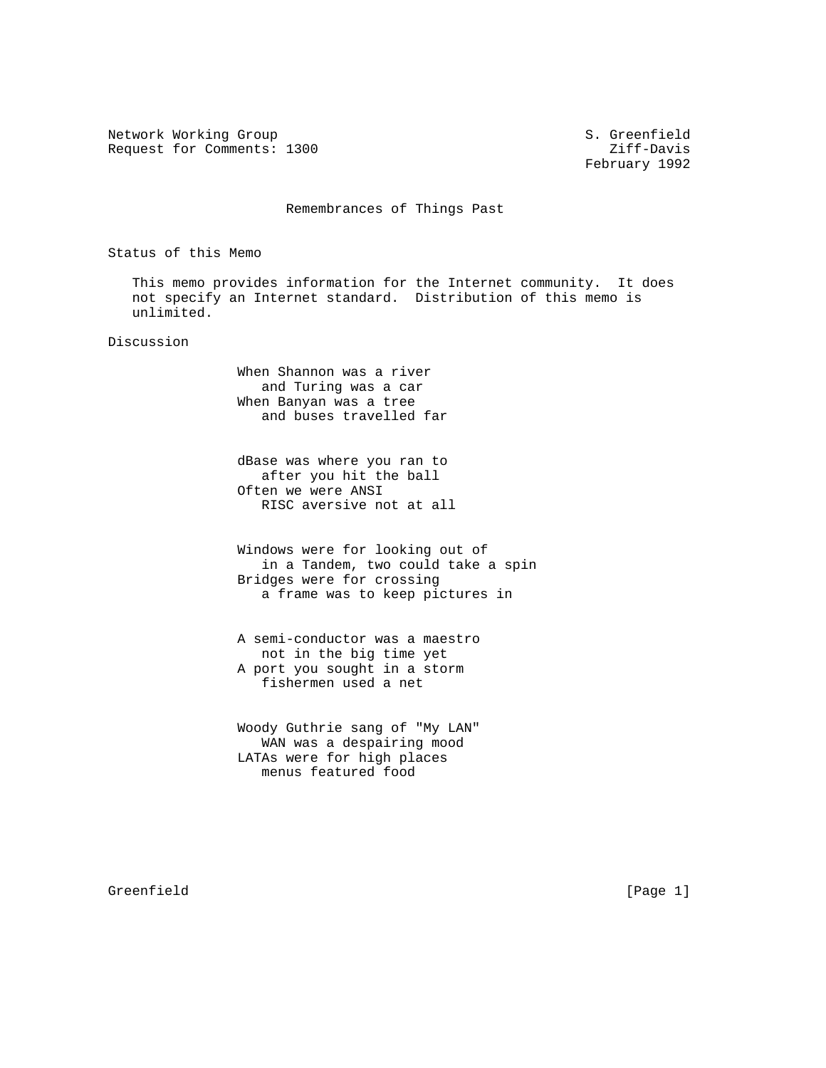Network Working Group  
Request for Comments: 1300

S. Greenfield  
Ziff-Davis  
February 1992

# Remembrances of Things Past

## Status of this Memo

This memo provides information for the Internet community. It does not specify an Internet standard. Distribution of this memo is unlimited.

## Discussion

```
When Shannon was a river
   and Turing was a car
When Banyan was a tree
   and buses travelled far


dBase was where you ran to
   after you hit the ball
Often we were ANSI
   RISC aversive not at all


Windows were for looking out of
   in a Tandem, two could take a spin
Bridges were for crossing
   a frame was to keep pictures in


A semi-conductor was a maestro
   not in the big time yet
A port you sought in a storm
   fishermen used a net


Woody Guthrie sang of "My LAN"
   WAN was a despairing mood
LATAs were for high places
   menus featured food
```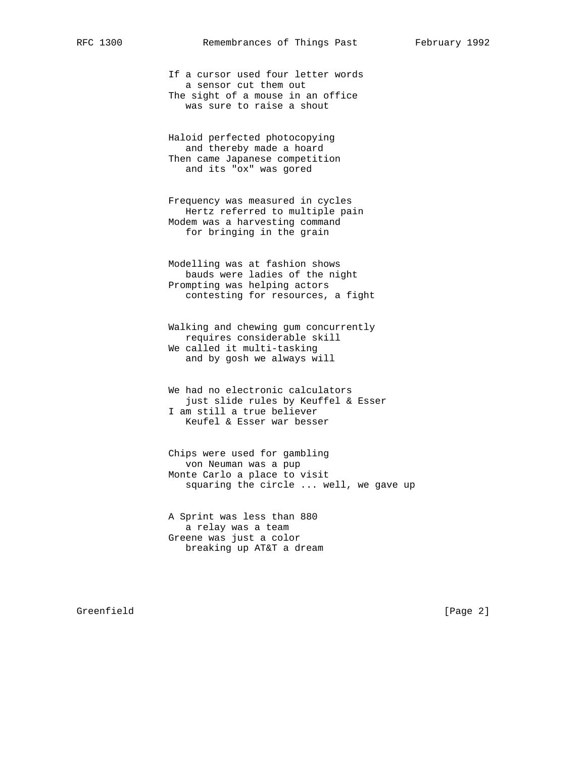If a cursor used four letter words
   a sensor cut them out
The sight of a mouse in an office
   was sure to raise a shout

Haloid perfected photocopying
   and thereby made a hoard
Then came Japanese competition
   and its "ox" was gored

Frequency was measured in cycles
   Hertz referred to multiple pain
Modem was a harvesting command
   for bringing in the grain

Modelling was at fashion shows
   bauds were ladies of the night
Prompting was helping actors
   contesting for resources, a fight

Walking and chewing gum concurrently
   requires considerable skill
We called it multi-tasking
   and by gosh we always will

We had no electronic calculators
   just slide rules by Keuffel & Esser
I am still a true believer
   Keufel & Esser war besser

Chips were used for gambling
   von Neuman was a pup
Monte Carlo a place to visit
   squaring the circle ... well, we gave up

A Sprint was less than 880
   a relay was a team
Greene was just a color
   breaking up AT&T a dream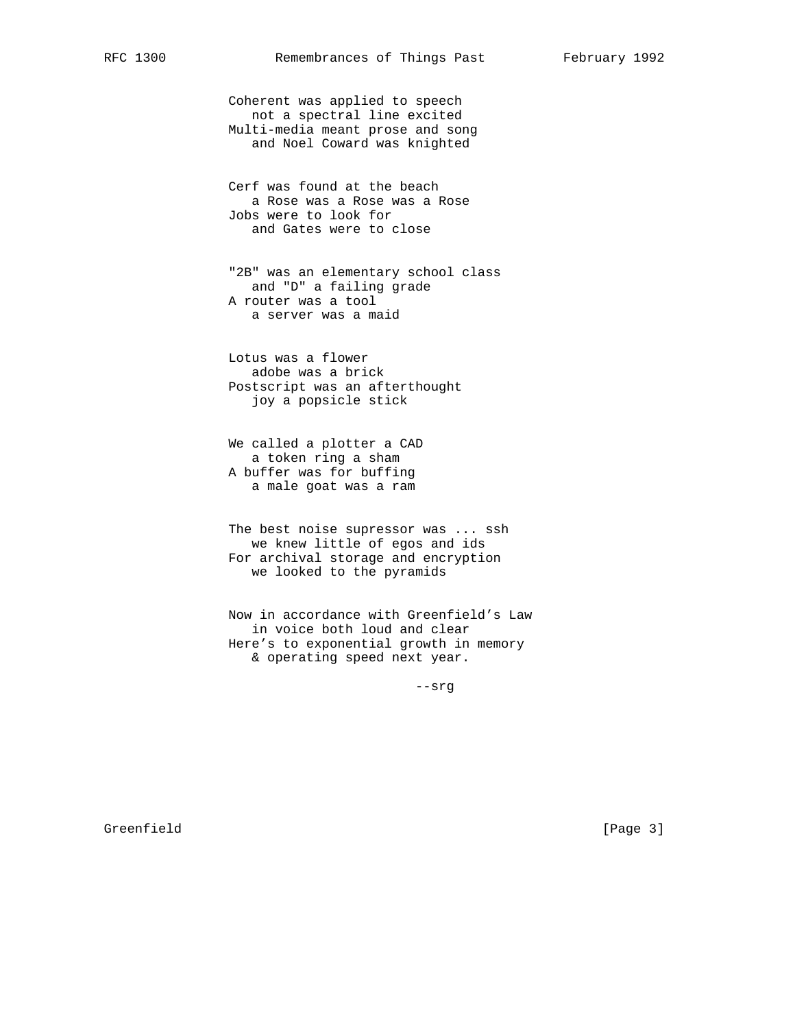Coherent was applied to speech
   not a spectral line excited
Multi-media meant prose and song
   and Noel Coward was knighted

Cerf was found at the beach
   a Rose was a Rose was a Rose
Jobs were to look for
   and Gates were to close

"2B" was an elementary school class
   and "D" a failing grade
A router was a tool
   a server was a maid

Lotus was a flower
   adobe was a brick
Postscript was an afterthought
   joy a popsicle stick

We called a plotter a CAD
   a token ring a sham
A buffer was for buffing
   a male goat was a ram

The best noise supressor was ... ssh
   we knew little of egos and ids
For archival storage and encryption
   we looked to the pyramids

Now in accordance with Greenfield's Law
   in voice both loud and clear
Here's to exponential growth in memory
   & operating speed next year.

--srg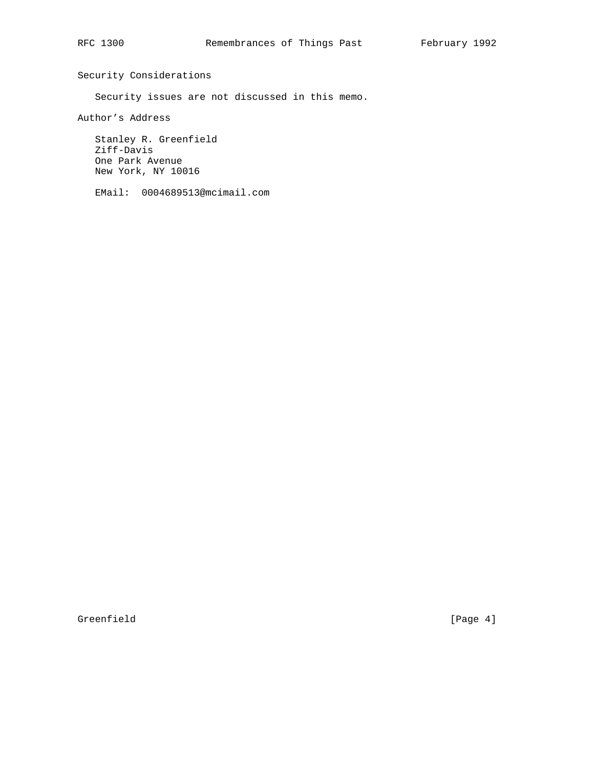## Security Considerations

Security issues are not discussed in this memo.

## Author's Address

Stanley R. Greenfield
Ziff-Davis
One Park Avenue
New York, NY 10016

EMail: 0004689513@mcimail.com